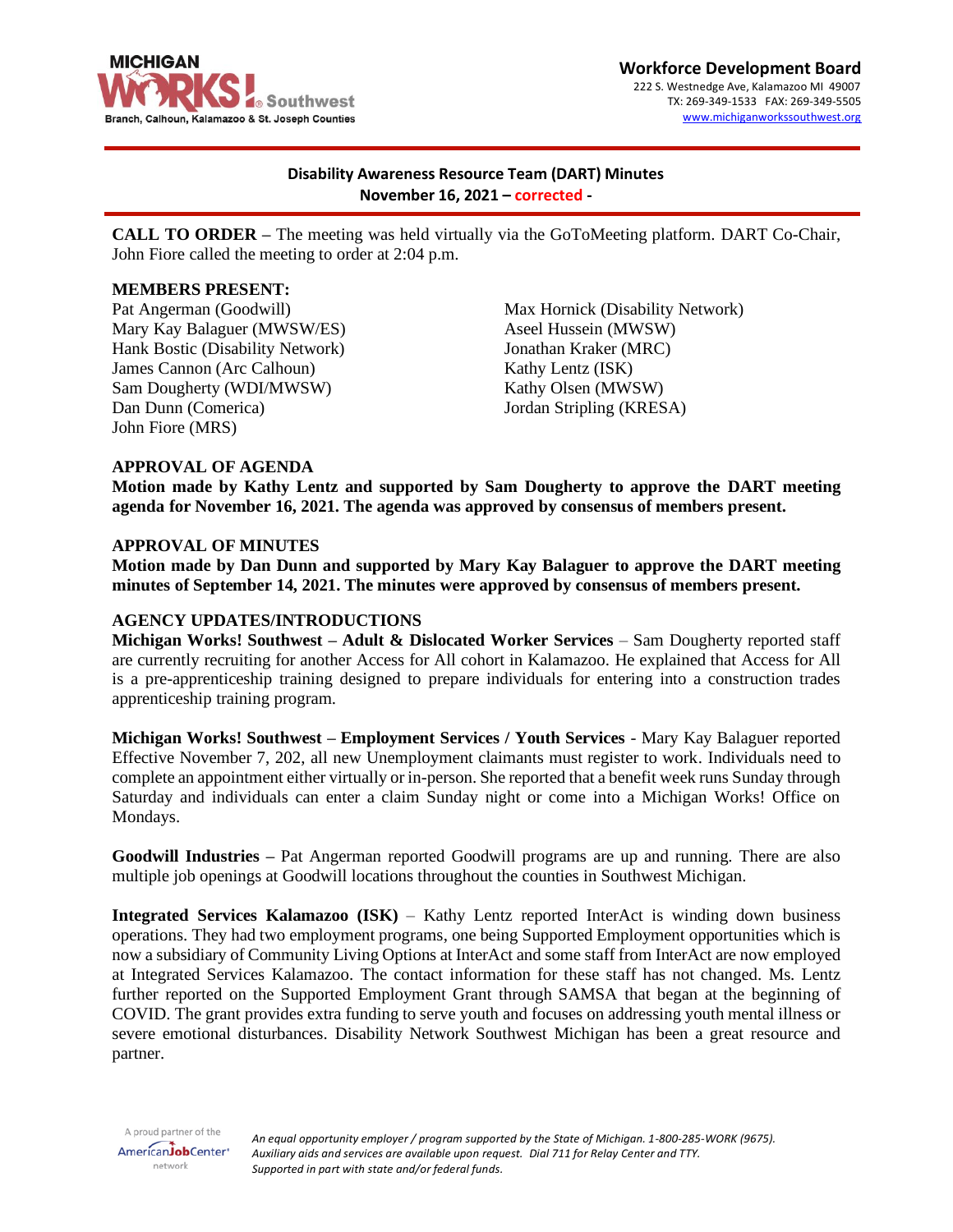**Workforce Development Board**
222 S. Westnedge Ave, Kalamazoo MI 49007
TX: 269-349-1533 FAX: 269-349-5505
www.michiganworkssouthwest.org

MICHIGAN WORKS! Southwest
Branch, Calhoun, Kalamazoo & St. Joseph Counties

## Disability Awareness Resource Team (DART) Minutes
### November 16, 2021 – corrected -

**CALL TO ORDER –** The meeting was held virtually via the GoToMeeting platform. DART Co-Chair, John Fiore called the meeting to order at 2:04 p.m.

**MEMBERS PRESENT:**

Pat Angerman (Goodwill)
Mary Kay Balaguer (MWSW/ES)
Hank Bostic (Disability Network)
James Cannon (Arc Calhoun)
Sam Dougherty (WDI/MWSW)
Dan Dunn (Comerica)
John Fiore (MRS)
Max Hornick (Disability Network)
Aseel Hussein (MWSW)
Jonathan Kraker (MRC)
Kathy Lentz (ISK)
Kathy Olsen (MWSW)
Jordan Stripling (KRESA)

**APPROVAL OF AGENDA**

**Motion made by Kathy Lentz and supported by Sam Dougherty to approve the DART meeting agenda for November 16, 2021. The agenda was approved by consensus of members present.**

**APPROVAL OF MINUTES**

**Motion made by Dan Dunn and supported by Mary Kay Balaguer to approve the DART meeting minutes of September 14, 2021. The minutes were approved by consensus of members present.**

**AGENCY UPDATES/INTRODUCTIONS**

**Michigan Works! Southwest – Adult & Dislocated Worker Services** – Sam Dougherty reported staff are currently recruiting for another Access for All cohort in Kalamazoo. He explained that Access for All is a pre-apprenticeship training designed to prepare individuals for entering into a construction trades apprenticeship training program.

**Michigan Works! Southwest – Employment Services / Youth Services** - Mary Kay Balaguer reported Effective November 7, 202, all new Unemployment claimants must register to work. Individuals need to complete an appointment either virtually or in-person. She reported that a benefit week runs Sunday through Saturday and individuals can enter a claim Sunday night or come into a Michigan Works! Office on Mondays.

**Goodwill Industries –** Pat Angerman reported Goodwill programs are up and running. There are also multiple job openings at Goodwill locations throughout the counties in Southwest Michigan.

**Integrated Services Kalamazoo (ISK)** – Kathy Lentz reported InterAct is winding down business operations. They had two employment programs, one being Supported Employment opportunities which is now a subsidiary of Community Living Options at InterAct and some staff from InterAct are now employed at Integrated Services Kalamazoo. The contact information for these staff has not changed. Ms. Lentz further reported on the Supported Employment Grant through SAMSA that began at the beginning of COVID. The grant provides extra funding to serve youth and focuses on addressing youth mental illness or severe emotional disturbances. Disability Network Southwest Michigan has been a great resource and partner.

A proud partner of the AmericanJobCenter network

*An equal opportunity employer / program supported by the State of Michigan. 1-800-285-WORK (9675). Auxiliary aids and services are available upon request. Dial 711 for Relay Center and TTY. Supported in part with state and/or federal funds.*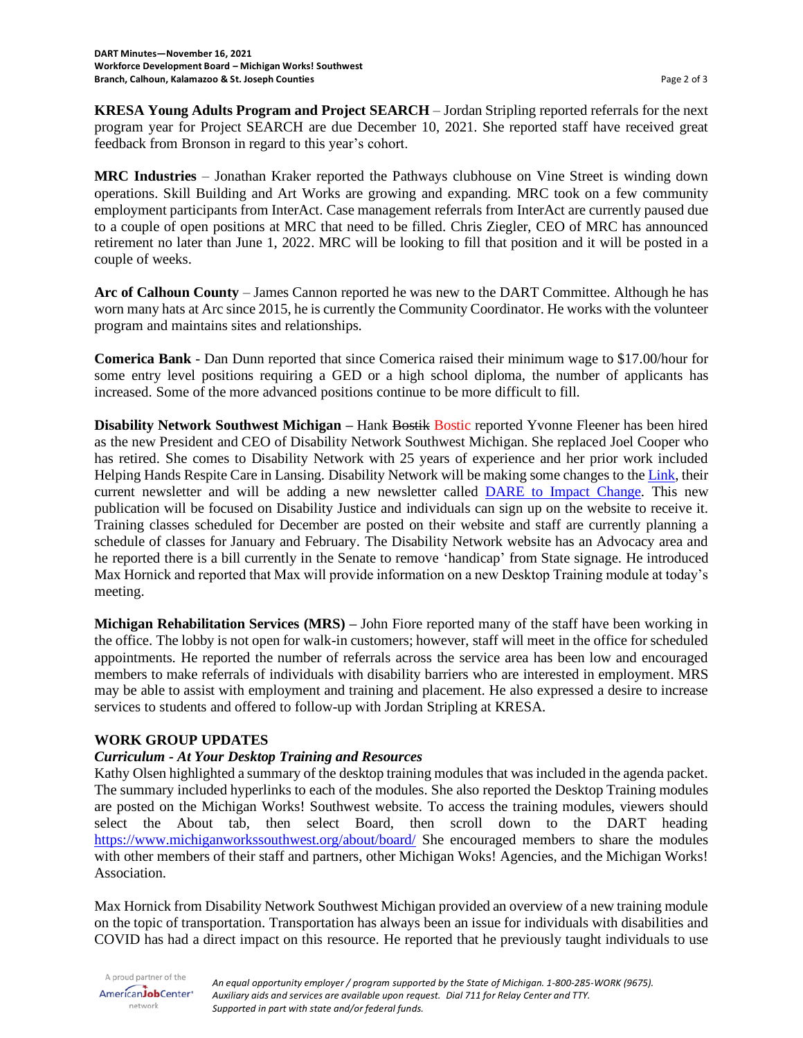**KRESA Young Adults Program and Project SEARCH** – Jordan Stripling reported referrals for the next program year for Project SEARCH are due December 10, 2021. She reported staff have received great feedback from Bronson in regard to this year's cohort.

**MRC Industries** – Jonathan Kraker reported the Pathways clubhouse on Vine Street is winding down operations. Skill Building and Art Works are growing and expanding. MRC took on a few community employment participants from InterAct. Case management referrals from InterAct are currently paused due to a couple of open positions at MRC that need to be filled. Chris Ziegler, CEO of MRC has announced retirement no later than June 1, 2022. MRC will be looking to fill that position and it will be posted in a couple of weeks.

**Arc of Calhoun County** – James Cannon reported he was new to the DART Committee. Although he has worn many hats at Arc since 2015, he is currently the Community Coordinator. He works with the volunteer program and maintains sites and relationships.

**Comerica Bank** - Dan Dunn reported that since Comerica raised their minimum wage to $17.00/hour for some entry level positions requiring a GED or a high school diploma, the number of applicants has increased. Some of the more advanced positions continue to be more difficult to fill.

**Disability Network Southwest Michigan –** Hank ~~Bostik~~ Bostic reported Yvonne Fleener has been hired as the new President and CEO of Disability Network Southwest Michigan. She replaced Joel Cooper who has retired. She comes to Disability Network with 25 years of experience and her prior work included Helping Hands Respite Care in Lansing. Disability Network will be making some changes to the Link, their current newsletter and will be adding a new newsletter called DARE to Impact Change. This new publication will be focused on Disability Justice and individuals can sign up on the website to receive it. Training classes scheduled for December are posted on their website and staff are currently planning a schedule of classes for January and February. The Disability Network website has an Advocacy area and he reported there is a bill currently in the Senate to remove 'handicap' from State signage. He introduced Max Hornick and reported that Max will provide information on a new Desktop Training module at today's meeting.

**Michigan Rehabilitation Services (MRS) –** John Fiore reported many of the staff have been working in the office. The lobby is not open for walk-in customers; however, staff will meet in the office for scheduled appointments. He reported the number of referrals across the service area has been low and encouraged members to make referrals of individuals with disability barriers who are interested in employment. MRS may be able to assist with employment and training and placement. He also expressed a desire to increase services to students and offered to follow-up with Jordan Stripling at KRESA.

## WORK GROUP UPDATES

### *Curriculum - At Your Desktop Training and Resources*

Kathy Olsen highlighted a summary of the desktop training modules that was included in the agenda packet. The summary included hyperlinks to each of the modules. She also reported the Desktop Training modules are posted on the Michigan Works! Southwest website. To access the training modules, viewers should select the About tab, then select Board, then scroll down to the DART heading https://www.michiganworkssouthwest.org/about/board/ She encouraged members to share the modules with other members of their staff and partners, other Michigan Woks! Agencies, and the Michigan Works! Association.

Max Hornick from Disability Network Southwest Michigan provided an overview of a new training module on the topic of transportation. Transportation has always been an issue for individuals with disabilities and COVID has had a direct impact on this resource. He reported that he previously taught individuals to use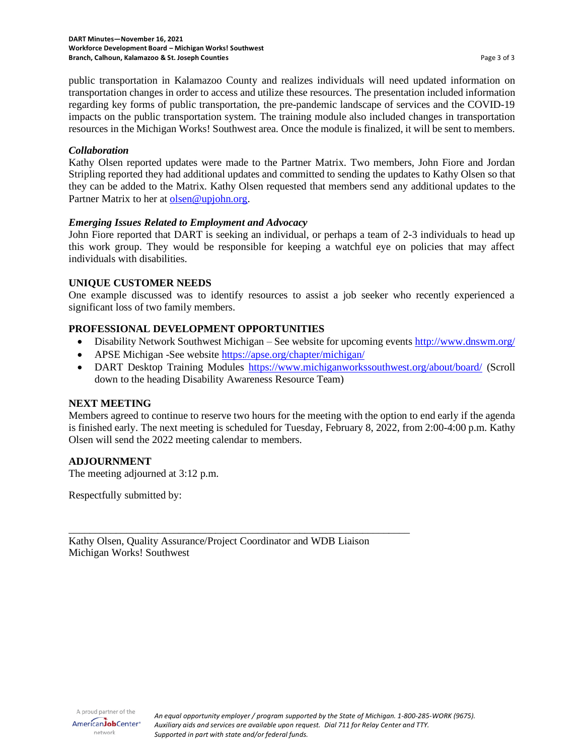public transportation in Kalamazoo County and realizes individuals will need updated information on transportation changes in order to access and utilize these resources. The presentation included information regarding key forms of public transportation, the pre-pandemic landscape of services and the COVID-19 impacts on the public transportation system. The training module also included changes in transportation resources in the Michigan Works! Southwest area. Once the module is finalized, it will be sent to members.

### *Collaboration*

Kathy Olsen reported updates were made to the Partner Matrix. Two members, John Fiore and Jordan Stripling reported they had additional updates and committed to sending the updates to Kathy Olsen so that they can be added to the Matrix. Kathy Olsen requested that members send any additional updates to the Partner Matrix to her at olsen@upjohn.org.

### *Emerging Issues Related to Employment and Advocacy*

John Fiore reported that DART is seeking an individual, or perhaps a team of 2-3 individuals to head up this work group. They would be responsible for keeping a watchful eye on policies that may affect individuals with disabilities.

## UNIQUE CUSTOMER NEEDS

One example discussed was to identify resources to assist a job seeker who recently experienced a significant loss of two family members.

## PROFESSIONAL DEVELOPMENT OPPORTUNITIES

- Disability Network Southwest Michigan – See website for upcoming events http://www.dnswm.org/
- APSE Michigan -See website https://apse.org/chapter/michigan/
- DART Desktop Training Modules https://www.michiganworkssouthwest.org/about/board/ (Scroll down to the heading Disability Awareness Resource Team)

## NEXT MEETING

Members agreed to continue to reserve two hours for the meeting with the option to end early if the agenda is finished early. The next meeting is scheduled for Tuesday, February 8, 2022, from 2:00-4:00 p.m. Kathy Olsen will send the 2022 meeting calendar to members.

## ADJOURNMENT

The meeting adjourned at 3:12 p.m.

Respectfully submitted by:

\_\_\_\_\_\_\_\_\_\_\_\_\_\_\_\_\_\_\_\_\_\_\_\_\_\_\_\_\_\_\_\_\_\_\_\_\_\_\_\_\_\_\_\_\_\_\_\_\_\_\_\_\_\_\_\_\_\_\_\_\_\_\_

Kathy Olsen, Quality Assurance/Project Coordinator and WDB Liaison
Michigan Works! Southwest

A proud partner of the AmericanJobCenter network

*An equal opportunity employer / program supported by the State of Michigan. 1-800-285-WORK (9675). Auxiliary aids and services are available upon request. Dial 711 for Relay Center and TTY. Supported in part with state and/or federal funds.*